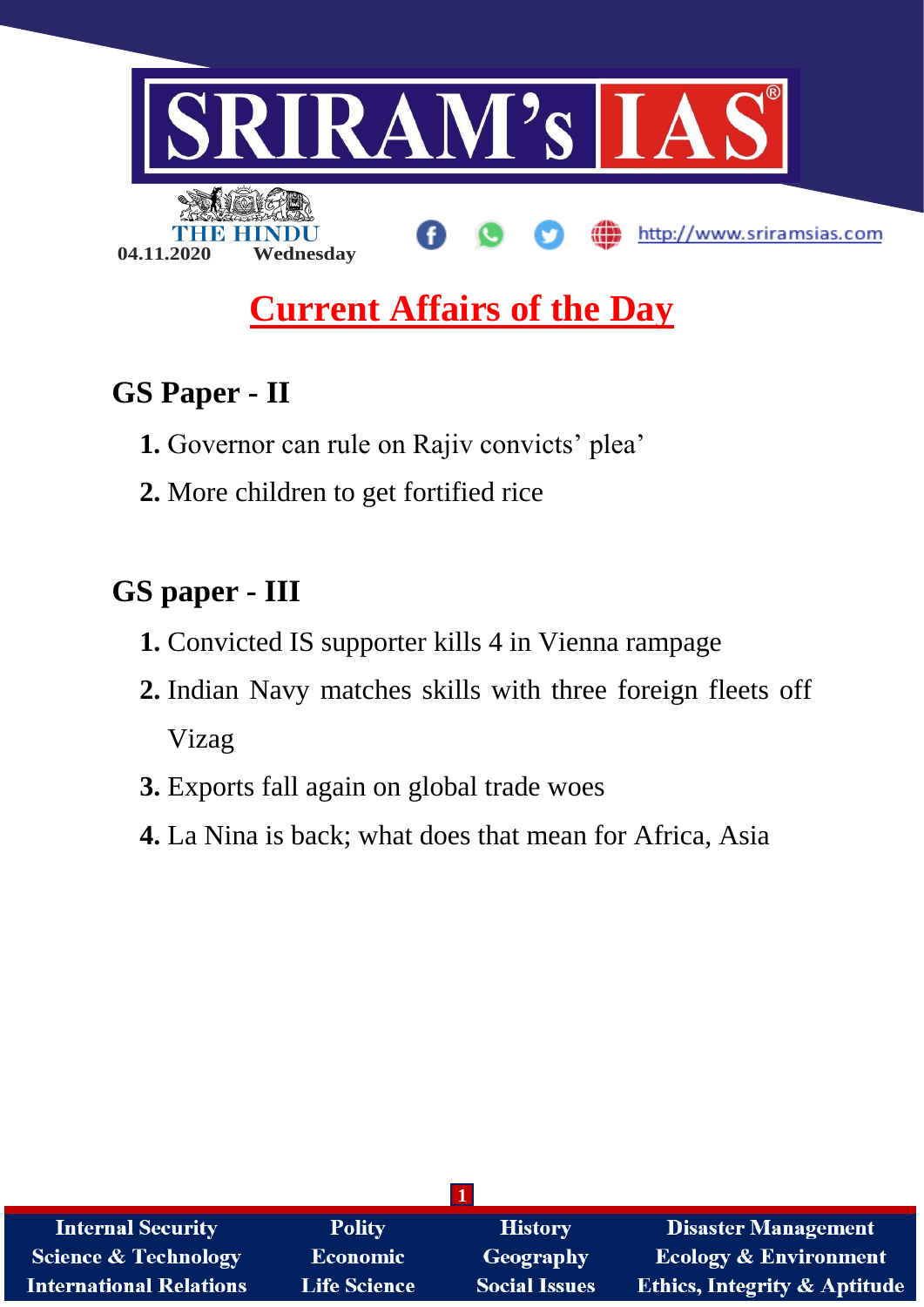04.11.2020 Wednesday

# Current Affairs of the Day

## GS Paper - II

1. Governor can rule on Rajiv convicts' plea'
2. More children to get fortified rice

## GS paper - III

1. Convicted IS supporter kills 4 in Vienna rampage
2. Indian Navy matches skills with three foreign fleets off Vizag
3. Exports fall again on global trade woes
4. La Nina is back; what does that mean for Africa, Asia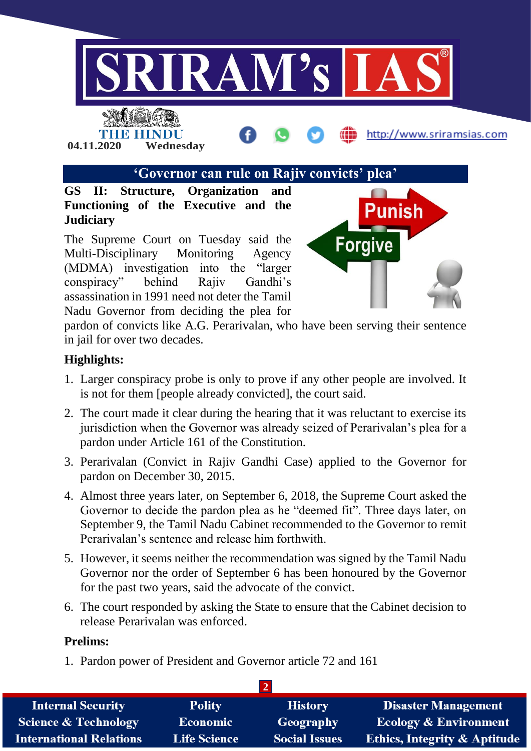# 'Governor can rule on Rajiv convicts' plea'

**GS II: Structure, Organization and Functioning of the Executive and the Judiciary**

The Supreme Court on Tuesday said the Multi-Disciplinary Monitoring Agency (MDMA) investigation into the "larger conspiracy" behind Rajiv Gandhi's assassination in 1991 need not deter the Tamil Nadu Governor from deciding the plea for pardon of convicts like A.G. Perarivalan, who have been serving their sentence in jail for over two decades.

**Highlights:**

1. Larger conspiracy probe is only to prove if any other people are involved. It is not for them [people already convicted], the court said.
2. The court made it clear during the hearing that it was reluctant to exercise its jurisdiction when the Governor was already seized of Perarivalan's plea for a pardon under Article 161 of the Constitution.
3. Perarivalan (Convict in Rajiv Gandhi Case) applied to the Governor for pardon on December 30, 2015.
4. Almost three years later, on September 6, 2018, the Supreme Court asked the Governor to decide the pardon plea as he "deemed fit". Three days later, on September 9, the Tamil Nadu Cabinet recommended to the Governor to remit Perarivalan's sentence and release him forthwith.
5. However, it seems neither the recommendation was signed by the Tamil Nadu Governor nor the order of September 6 has been honoured by the Governor for the past two years, said the advocate of the convict.
6. The court responded by asking the State to ensure that the Cabinet decision to release Perarivalan was enforced.

**Prelims:**

1. Pardon power of President and Governor article 72 and 161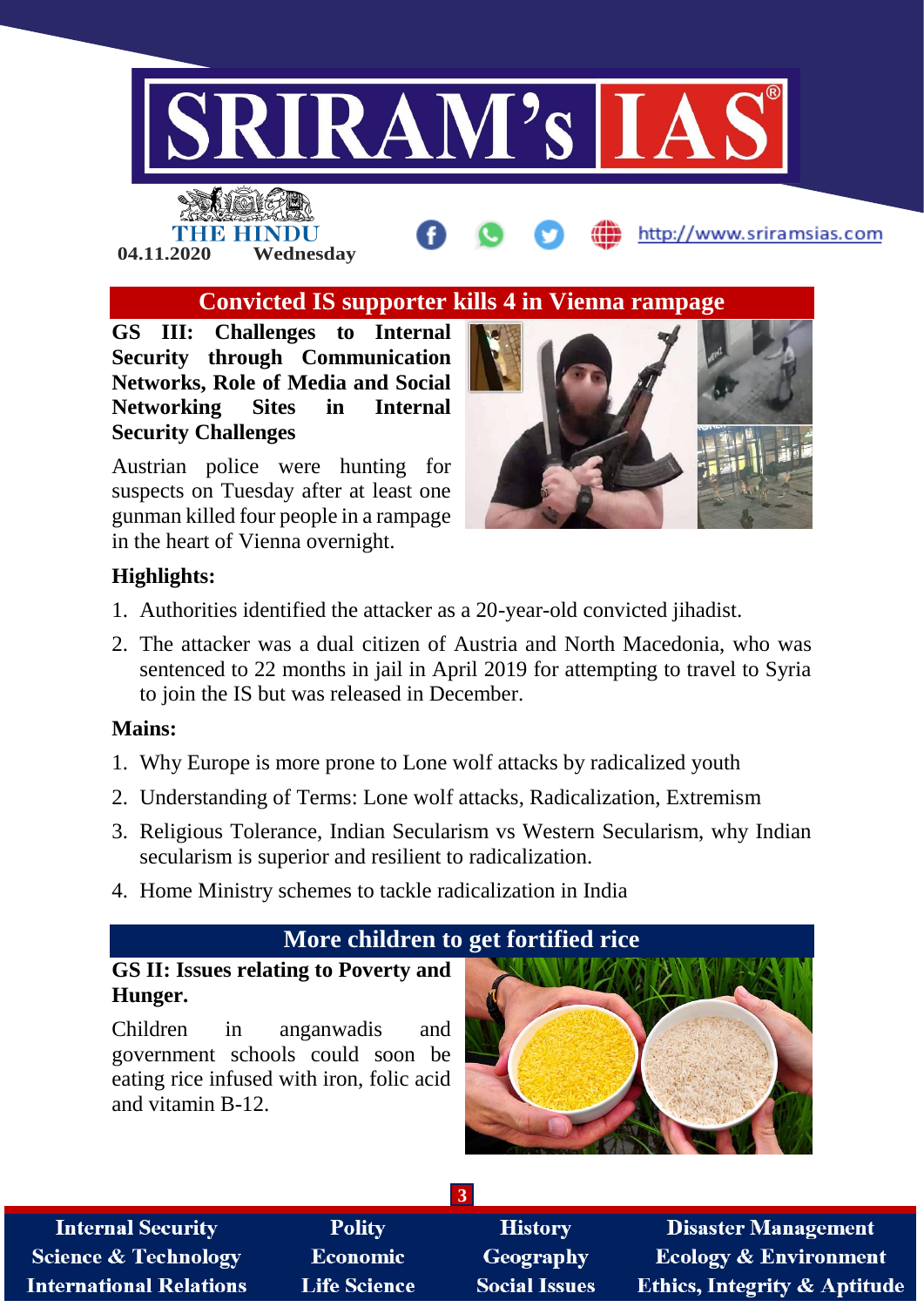## Convicted IS supporter kills 4 in Vienna rampage

**GS III: Challenges to Internal Security through Communication Networks, Role of Media and Social Networking Sites in Internal Security Challenges**

Austrian police were hunting for suspects on Tuesday after at least one gunman killed four people in a rampage in the heart of Vienna overnight.

**Highlights:**

1. Authorities identified the attacker as a 20-year-old convicted jihadist.
2. The attacker was a dual citizen of Austria and North Macedonia, who was sentenced to 22 months in jail in April 2019 for attempting to travel to Syria to join the IS but was released in December.

**Mains:**

1. Why Europe is more prone to Lone wolf attacks by radicalized youth
2. Understanding of Terms: Lone wolf attacks, Radicalization, Extremism
3. Religious Tolerance, Indian Secularism vs Western Secularism, why Indian secularism is superior and resilient to radicalization.
4. Home Ministry schemes to tackle radicalization in India

## More children to get fortified rice

**GS II: Issues relating to Poverty and Hunger.**

Children in anganwadis and government schools could soon be eating rice infused with iron, folic acid and vitamin B-12.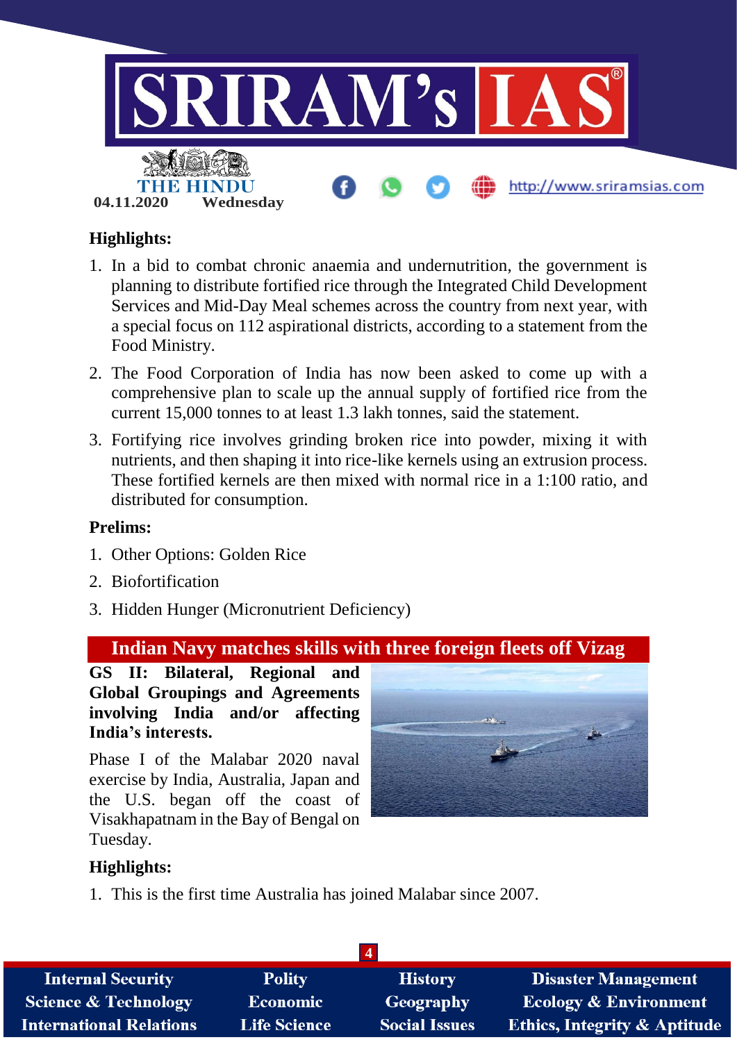**Highlights:**

1. In a bid to combat chronic anaemia and undernutrition, the government is planning to distribute fortified rice through the Integrated Child Development Services and Mid-Day Meal schemes across the country from next year, with a special focus on 112 aspirational districts, according to a statement from the Food Ministry.
2. The Food Corporation of India has now been asked to come up with a comprehensive plan to scale up the annual supply of fortified rice from the current 15,000 tonnes to at least 1.3 lakh tonnes, said the statement.
3. Fortifying rice involves grinding broken rice into powder, mixing it with nutrients, and then shaping it into rice-like kernels using an extrusion process. These fortified kernels are then mixed with normal rice in a 1:100 ratio, and distributed for consumption.

**Prelims:**

1. Other Options: Golden Rice
2. Biofortification
3. Hidden Hunger (Micronutrient Deficiency)

## Indian Navy matches skills with three foreign fleets off Vizag

**GS II: Bilateral, Regional and Global Groupings and Agreements involving India and/or affecting India's interests.**

Phase I of the Malabar 2020 naval exercise by India, Australia, Japan and the U.S. began off the coast of Visakhapatnam in the Bay of Bengal on Tuesday.

**Highlights:**

1. This is the first time Australia has joined Malabar since 2007.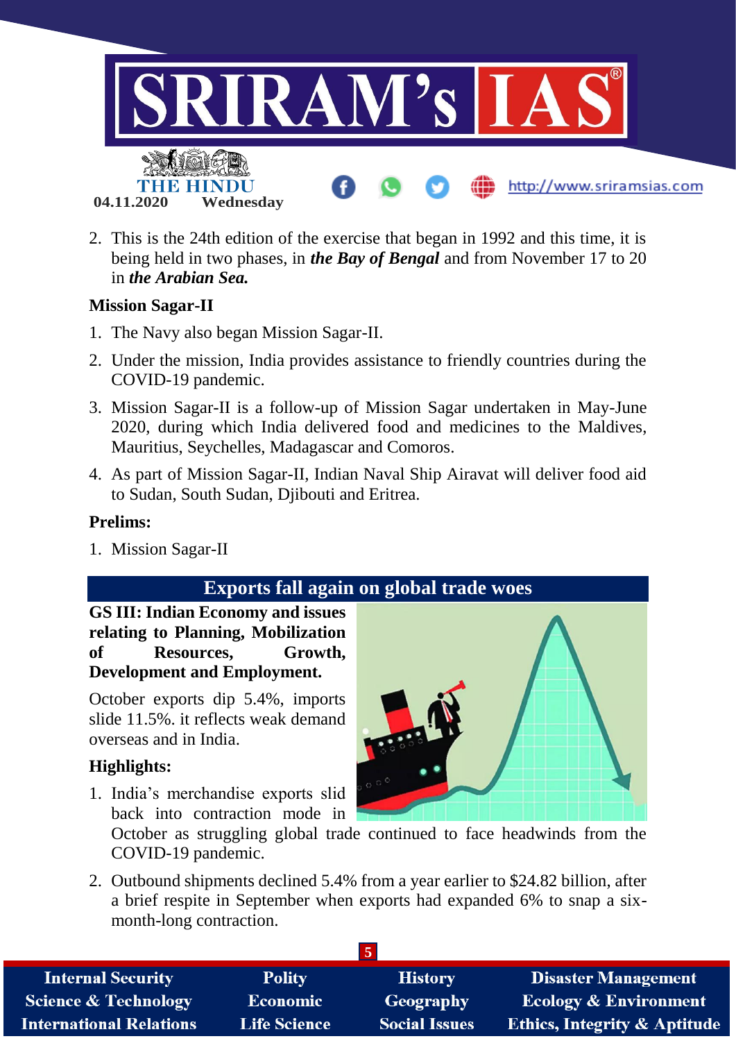2. This is the 24th edition of the exercise that began in 1992 and this time, it is being held in two phases, in ***the Bay of Bengal*** and from November 17 to 20 in ***the Arabian Sea.***

**Mission Sagar-II**

1. The Navy also began Mission Sagar-II.
2. Under the mission, India provides assistance to friendly countries during the COVID-19 pandemic.
3. Mission Sagar-II is a follow-up of Mission Sagar undertaken in May-June 2020, during which India delivered food and medicines to the Maldives, Mauritius, Seychelles, Madagascar and Comoros.
4. As part of Mission Sagar-II, Indian Naval Ship Airavat will deliver food aid to Sudan, South Sudan, Djibouti and Eritrea.

**Prelims:**

1. Mission Sagar-II

## Exports fall again on global trade woes

**GS III: Indian Economy and issues relating to Planning, Mobilization of Resources, Growth, Development and Employment.**

October exports dip 5.4%, imports slide 11.5%. it reflects weak demand overseas and in India.

**Highlights:**

1. India's merchandise exports slid back into contraction mode in October as struggling global trade continued to face headwinds from the COVID-19 pandemic.
2. Outbound shipments declined 5.4% from a year earlier to $24.82 billion, after a brief respite in September when exports had expanded 6% to snap a six-month-long contraction.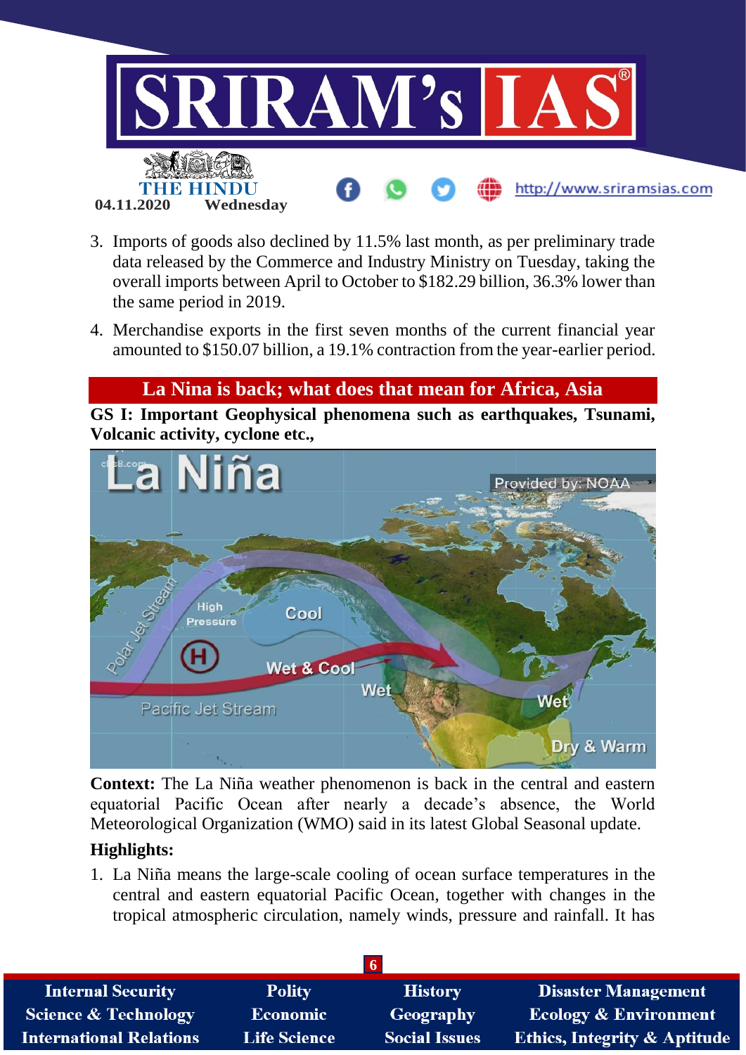3. Imports of goods also declined by 11.5% last month, as per preliminary trade data released by the Commerce and Industry Ministry on Tuesday, taking the overall imports between April to October to $182.29 billion, 36.3% lower than the same period in 2019.
4. Merchandise exports in the first seven months of the current financial year amounted to $150.07 billion, a 19.1% contraction from the year-earlier period.

## La Nina is back; what does that mean for Africa, Asia

**GS I: Important Geophysical phenomena such as earthquakes, Tsunami, Volcanic activity, cyclone etc.,**

**Context:** The La Niña weather phenomenon is back in the central and eastern equatorial Pacific Ocean after nearly a decade's absence, the World Meteorological Organization (WMO) said in its latest Global Seasonal update.

**Highlights:**

1. La Niña means the large-scale cooling of ocean surface temperatures in the central and eastern equatorial Pacific Ocean, together with changes in the tropical atmospheric circulation, namely winds, pressure and rainfall. It has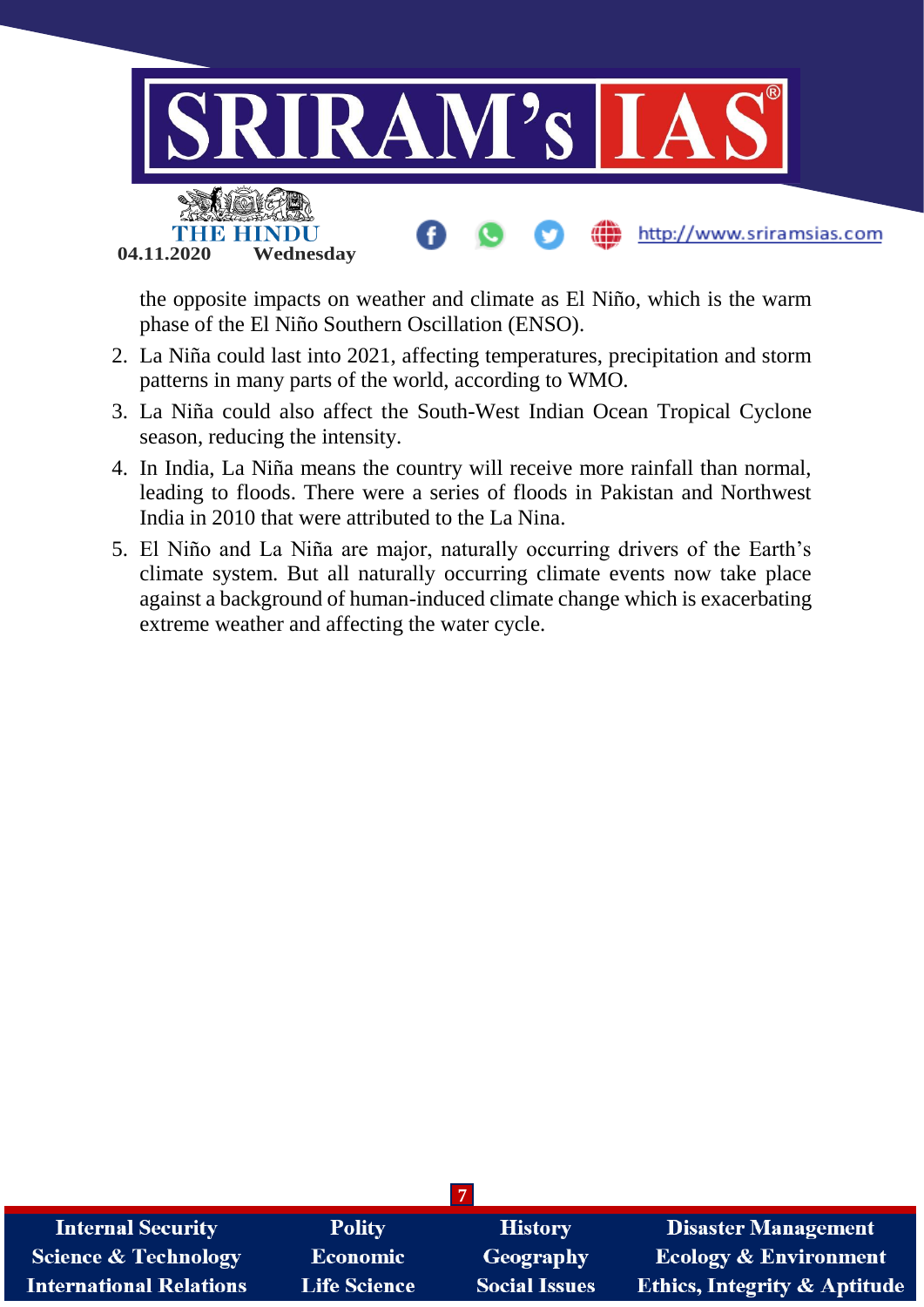the opposite impacts on weather and climate as El Niño, which is the warm phase of the El Niño Southern Oscillation (ENSO).

2. La Niña could last into 2021, affecting temperatures, precipitation and storm patterns in many parts of the world, according to WMO.
3. La Niña could also affect the South-West Indian Ocean Tropical Cyclone season, reducing the intensity.
4. In India, La Niña means the country will receive more rainfall than normal, leading to floods. There were a series of floods in Pakistan and Northwest India in 2010 that were attributed to the La Nina.
5. El Niño and La Niña are major, naturally occurring drivers of the Earth's climate system. But all naturally occurring climate events now take place against a background of human-induced climate change which is exacerbating extreme weather and affecting the water cycle.